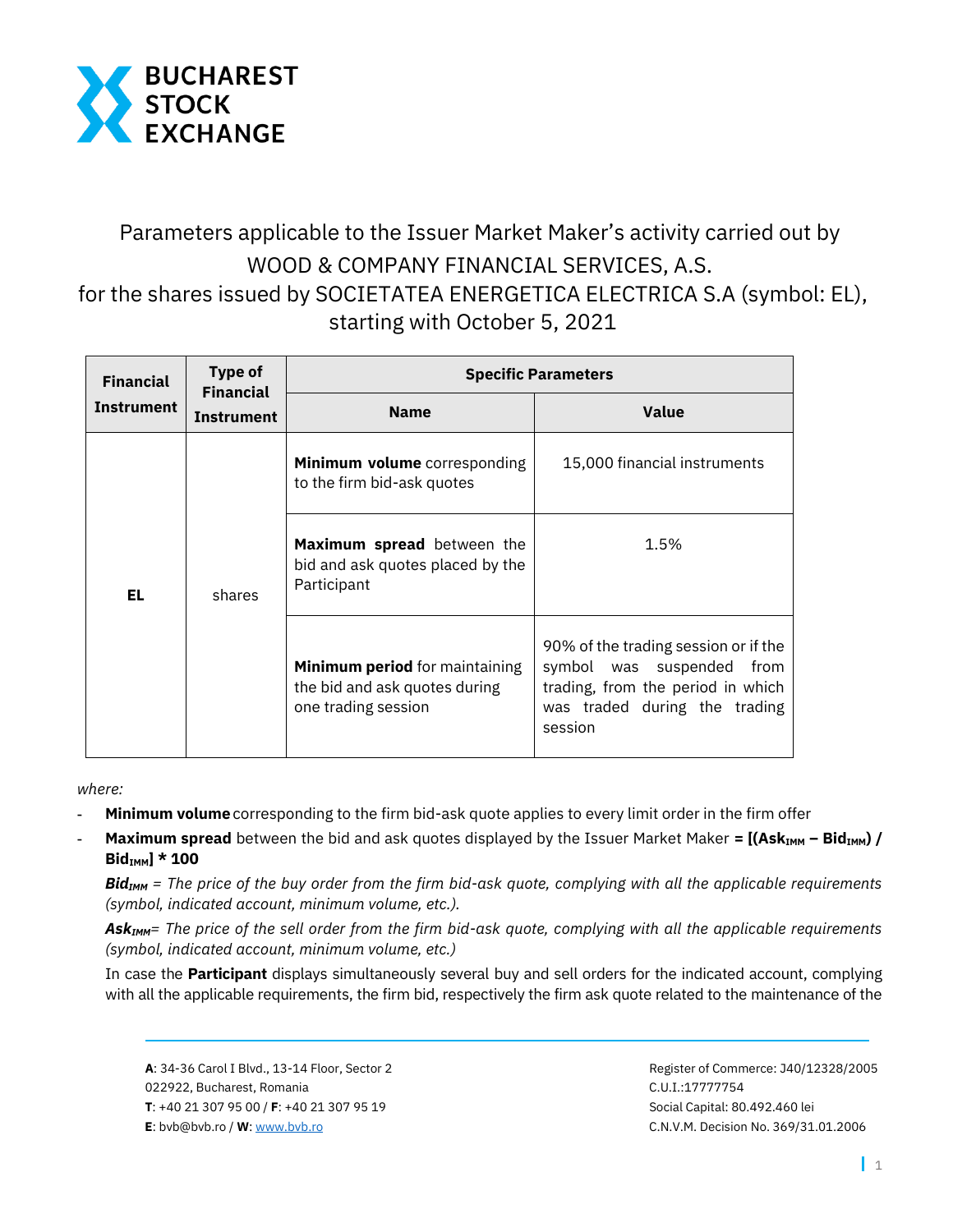Parameters applicable to the Issuer Market Maker's activity carried out by WOOD & COMPANY FINANCIAL SERVICES, A.S. for the shares issued by SOCIETATEA ENERGETICA ELECTRICA S.A (symbol: EL), starting with October 5, 2021

| Financial Instrument | Type of Financial Instrument | Specific Parameters | |
|---|---|---|---|
| | | **Name** | **Value** |
| **EL** | shares | **Minimum volume** corresponding to the firm bid-ask quotes | 15,000 financial instruments |
| | | **Maximum spread** between the bid and ask quotes placed by the Participant | 1.5% |
| | | **Minimum period** for maintaining the bid and ask quotes during one trading session | 90% of the trading session or if the symbol was suspended from trading, from the period in which was traded during the trading session |

*where:*

- **Minimum volume** corresponding to the firm bid-ask quote applies to every limit order in the firm offer
- **Maximum spread** between the bid and ask quotes displayed by the Issuer Market Maker **=** $\mathbf{[(Ask_{IMM} - Bid_{IMM}) / Bid_{IMM}] * 100}$

  $Bid_{IMM}$ = *The price of the buy order from the firm bid-ask quote, complying with all the applicable requirements (symbol, indicated account, minimum volume, etc.).*

  $Ask_{IMM}$= *The price of the sell order from the firm bid-ask quote, complying with all the applicable requirements (symbol, indicated account, minimum volume, etc.)*

  In case the **Participant** displays simultaneously several buy and sell orders for the indicated account, complying with all the applicable requirements, the firm bid, respectively the firm ask quote related to the maintenance of the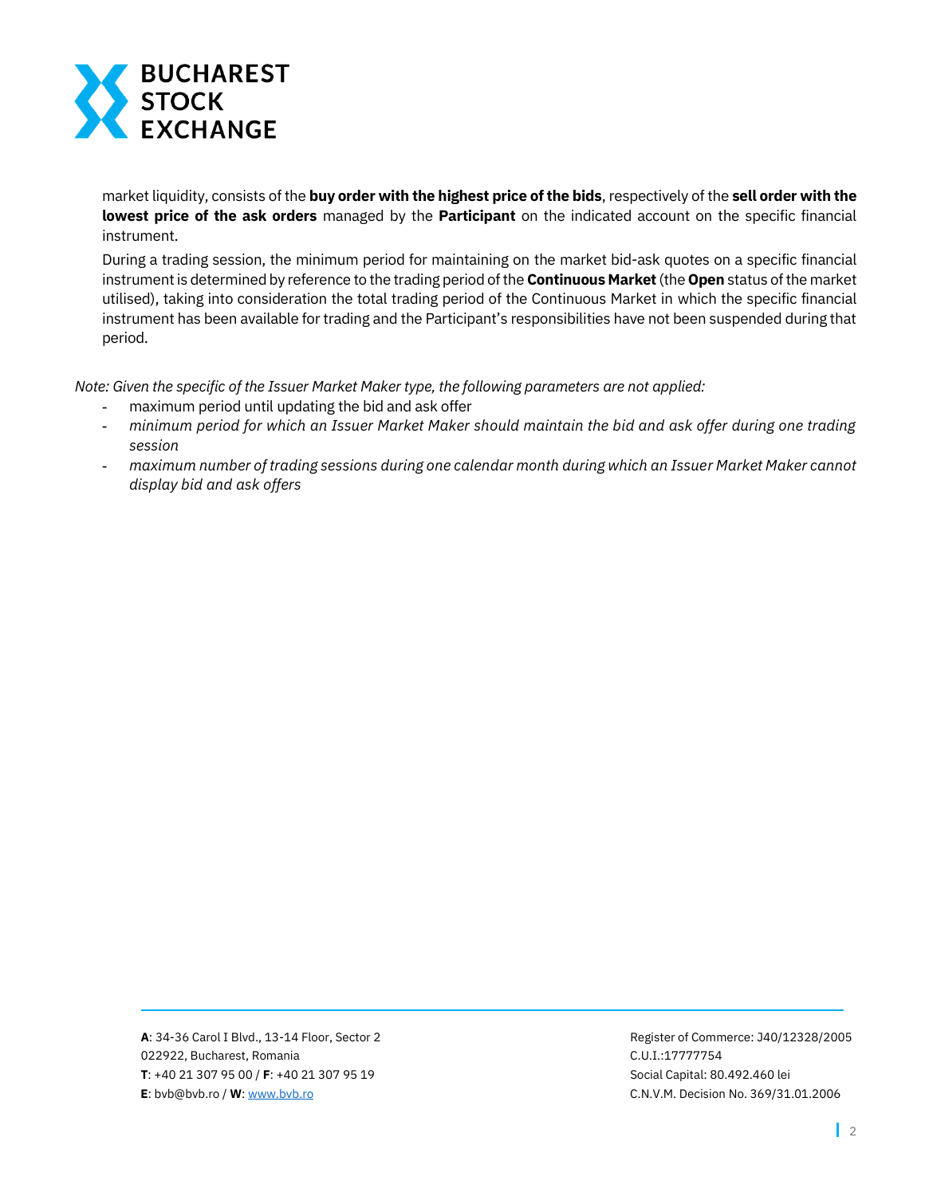market liquidity, consists of the **buy order with the highest price of the bids**, respectively of the **sell order with the lowest price of the ask orders** managed by the **Participant** on the indicated account on the specific financial instrument.

During a trading session, the minimum period for maintaining on the market bid-ask quotes on a specific financial instrument is determined by reference to the trading period of the **Continuous Market** (the **Open** status of the market utilised), taking into consideration the total trading period of the Continuous Market in which the specific financial instrument has been available for trading and the Participant's responsibilities have not been suspended during that period.

*Note: Given the specific of the Issuer Market Maker type, the following parameters are not applied:*

- maximum period until updating the bid and ask offer
- *minimum period for which an Issuer Market Maker should maintain the bid and ask offer during one trading session*
- *maximum number of trading sessions during one calendar month during which an Issuer Market Maker cannot display bid and ask offers*